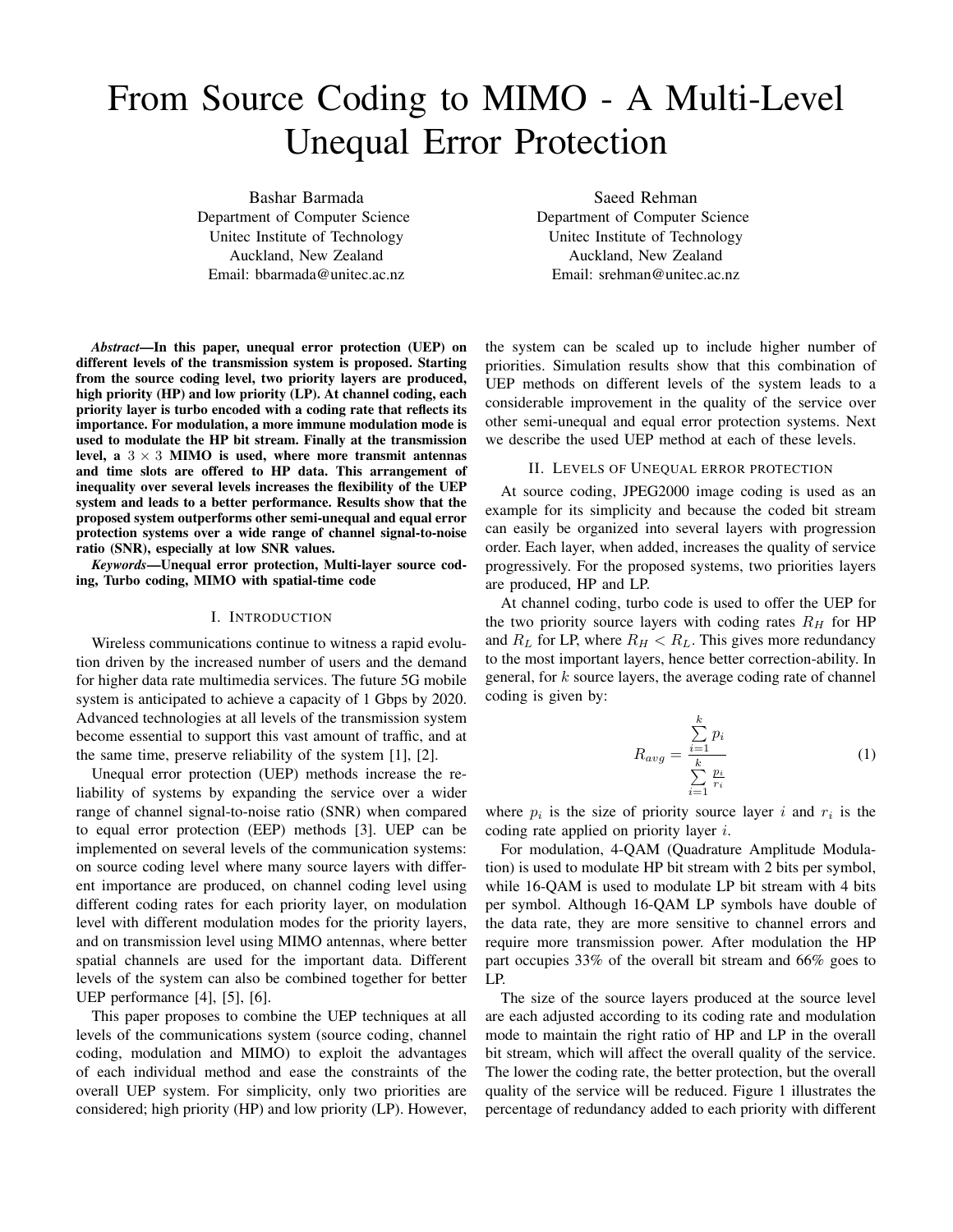# From Source Coding to MIMO - A Multi-Level Unequal Error Protection

Bashar Barmada
Department of Computer Science
Unitec Institute of Technology
Auckland, New Zealand
Email: bbarmada@unitec.ac.nz

Saeed Rehman
Department of Computer Science
Unitec Institute of Technology
Auckland, New Zealand
Email: srehman@unitec.ac.nz

***Abstract*—In this paper, unequal error protection (UEP) on different levels of the transmission system is proposed. Starting from the source coding level, two priority layers are produced, high priority (HP) and low priority (LP). At channel coding, each priority layer is turbo encoded with a coding rate that reflects its importance. For modulation, a more immune modulation mode is used to modulate the HP bit stream. Finally at the transmission level, a $3 \times 3$ MIMO is used, where more transmit antennas and time slots are offered to HP data. This arrangement of inequality over several levels increases the flexibility of the UEP system and leads to a better performance. Results show that the proposed system outperforms other semi-unequal and equal error protection systems over a wide range of channel signal-to-noise ratio (SNR), especially at low SNR values.**

***Keywords*—Unequal error protection, Multi-layer source coding, Turbo coding, MIMO with spatial-time code**

## I. Introduction

Wireless communications continue to witness a rapid evolution driven by the increased number of users and the demand for higher data rate multimedia services. The future 5G mobile system is anticipated to achieve a capacity of 1 Gbps by 2020. Advanced technologies at all levels of the transmission system become essential to support this vast amount of traffic, and at the same time, preserve reliability of the system [1], [2].

Unequal error protection (UEP) methods increase the reliability of systems by expanding the service over a wider range of channel signal-to-noise ratio (SNR) when compared to equal error protection (EEP) methods [3]. UEP can be implemented on several levels of the communication systems: on source coding level where many source layers with different importance are produced, on channel coding level using different coding rates for each priority layer, on modulation level with different modulation modes for the priority layers, and on transmission level using MIMO antennas, where better spatial channels are used for the important data. Different levels of the system can also be combined together for better UEP performance [4], [5], [6].

This paper proposes to combine the UEP techniques at all levels of the communications system (source coding, channel coding, modulation and MIMO) to exploit the advantages of each individual method and ease the constraints of the overall UEP system. For simplicity, only two priorities are considered; high priority (HP) and low priority (LP). However, the system can be scaled up to include higher number of priorities. Simulation results show that this combination of UEP methods on different levels of the system leads to a considerable improvement in the quality of the service over other semi-unequal and equal error protection systems. Next we describe the used UEP method at each of these levels.

## II. Levels of Unequal error protection

At source coding, JPEG2000 image coding is used as an example for its simplicity and because the coded bit stream can easily be organized into several layers with progression order. Each layer, when added, increases the quality of service progressively. For the proposed systems, two priorities layers are produced, HP and LP.

At channel coding, turbo code is used to offer the UEP for the two priority source layers with coding rates $R_H$ for HP and $R_L$ for LP, where $R_H < R_L$. This gives more redundancy to the most important layers, hence better correction-ability. In general, for $k$ source layers, the average coding rate of channel coding is given by:

$$R_{avg} = \frac{\sum_{i=1}^{k} p_i}{\sum_{i=1}^{k} \frac{p_i}{r_i}} \tag{1}$$

where $p_i$ is the size of priority source layer $i$ and $r_i$ is the coding rate applied on priority layer $i$.

For modulation, 4-QAM (Quadrature Amplitude Modulation) is used to modulate HP bit stream with 2 bits per symbol, while 16-QAM is used to modulate LP bit stream with 4 bits per symbol. Although 16-QAM LP symbols have double of the data rate, they are more sensitive to channel errors and require more transmission power. After modulation the HP part occupies 33% of the overall bit stream and 66% goes to LP.

The size of the source layers produced at the source level are each adjusted according to its coding rate and modulation mode to maintain the right ratio of HP and LP in the overall bit stream, which will affect the overall quality of the service. The lower the coding rate, the better protection, but the overall quality of the service will be reduced. Figure 1 illustrates the percentage of redundancy added to each priority with different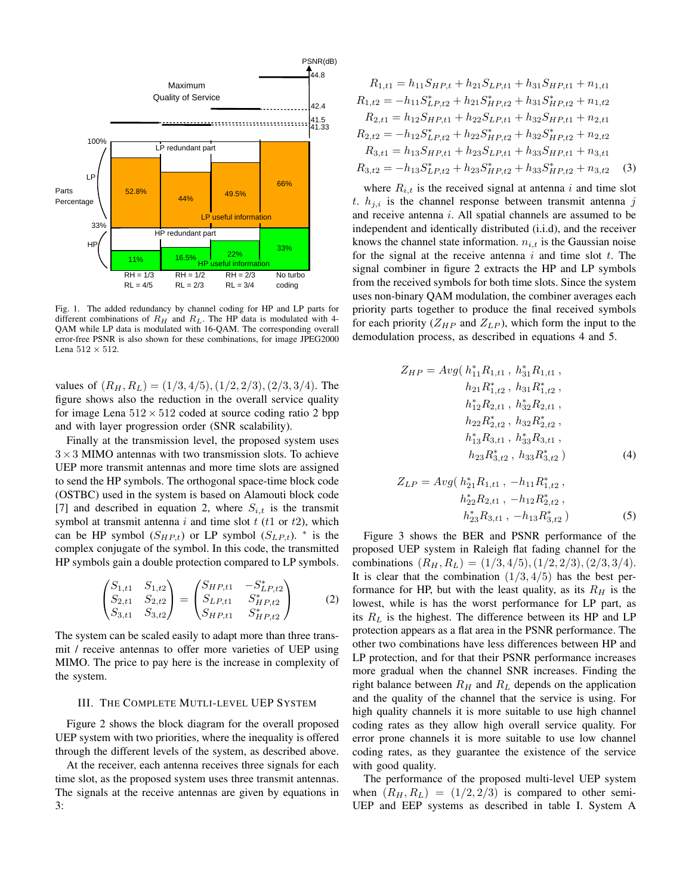Fig. 1. The added redundancy by channel coding for HP and LP parts for different combinations of $R_H$ and $R_L$. The HP data is modulated with 4-QAM while LP data is modulated with 16-QAM. The corresponding overall error-free PSNR is also shown for these combinations, for image JPEG2000 Lena $512 \times 512$.

values of $(R_H, R_L) = (1/3, 4/5), (1/2, 2/3), (2/3, 3/4)$. The figure shows also the reduction in the overall service quality for image Lena $512 \times 512$ coded at source coding ratio 2 bpp and with layer progression order (SNR scalability).

Finally at the transmission level, the proposed system uses $3 \times 3$ MIMO antennas with two transmission slots. To achieve UEP more transmit antennas and more time slots are assigned to send the HP symbols. The orthogonal space-time block code (OSTBC) used in the system is based on Alamouti block code [7] and described in equation 2, where $S_{i,t}$ is the transmit symbol at transmit antenna $i$ and time slot $t$ ($t1$ or $t2$), which can be HP symbol ($S_{HP,t}$) or LP symbol ($S_{LP,t}$). $^*$ is the complex conjugate of the symbol. In this code, the transmitted HP symbols gain a double protection compared to LP symbols.

$$\begin{pmatrix} S_{1,t1} & S_{1,t2} \\ S_{2,t1} & S_{2,t2} \\ S_{3,t1} & S_{3,t2} \end{pmatrix} = \begin{pmatrix} S_{HP,t1} & -S^*_{LP,t2} \\ S_{LP,t1} & S^*_{HP,t2} \\ S_{HP,t1} & S^*_{HP,t2} \end{pmatrix} \tag{2}$$

The system can be scaled easily to adapt more than three transmit / receive antennas to offer more varieties of UEP using MIMO. The price to pay here is the increase in complexity of the system.

## III. The Complete Mutli-level UEP System

Figure 2 shows the block diagram for the overall proposed UEP system with two priorities, where the inequality is offered through the different levels of the system, as described above.

At the receiver, each antenna receives three signals for each time slot, as the proposed system uses three transmit antennas. The signals at the receive antennas are given by equations in 3:

$$\begin{aligned}
R_{1,t1} &= h_{11}S_{HP,t} + h_{21}S_{LP,t1} + h_{31}S_{HP,t1} + n_{1,t1} \\
R_{1,t2} &= -h_{11}S^*_{LP,t2} + h_{21}S^*_{HP,t2} + h_{31}S^*_{HP,t2} + n_{1,t2} \\
R_{2,t1} &= h_{12}S_{HP,t1} + h_{22}S_{LP,t1} + h_{32}S_{HP,t1} + n_{2,t1} \\
R_{2,t2} &= -h_{12}S^*_{LP,t2} + h_{22}S^*_{HP,t2} + h_{32}S^*_{HP,t2} + n_{2,t2} \\
R_{3,t1} &= h_{13}S_{HP,t1} + h_{23}S_{LP,t1} + h_{33}S_{HP,t1} + n_{3,t1} \\
R_{3,t2} &= -h_{13}S^*_{LP,t2} + h_{23}S^*_{HP,t2} + h_{33}S^*_{HP,t2} + n_{3,t2}
\end{aligned} \tag{3}$$

where $R_{i,t}$ is the received signal at antenna $i$ and time slot $t$. $h_{j,i}$ is the channel response between transmit antenna $j$ and receive antenna $i$. All spatial channels are assumed to be independent and identically distributed (i.i.d), and the receiver knows the channel state information. $n_{i,t}$ is the Gaussian noise for the signal at the receive antenna $i$ and time slot $t$. The signal combiner in figure 2 extracts the HP and LP symbols from the received symbols for both time slots. Since the system uses non-binary QAM modulation, the combiner averages each priority parts together to produce the final received symbols for each priority ($Z_{HP}$ and $Z_{LP}$), which form the input to the demodulation process, as described in equations 4 and 5.

$$\begin{aligned}
Z_{HP} = Avg(\, & h^*_{11}R_{1,t1} \,,\, h^*_{31}R_{1,t1} \,, \\
& h_{21}R^*_{1,t2} \,,\, h_{31}R^*_{1,t2} \,, \\
& h^*_{12}R_{2,t1} \,,\, h^*_{32}R_{2,t1} \,, \\
& h_{22}R^*_{2,t2} \,,\, h_{32}R^*_{2,t2} \,, \\
& h^*_{13}R_{3,t1} \,,\, h^*_{33}R_{3,t1} \,, \\
& h_{23}R^*_{3,t2} \,,\, h_{33}R^*_{3,t2} \,)
\end{aligned} \tag{4}$$

$$\begin{aligned}
Z_{LP} = Avg(\, & h^*_{21}R_{1,t1} \,,\, -h_{11}R^*_{1,t2} \,, \\
& h^*_{22}R_{2,t1} \,,\, -h_{12}R^*_{2,t2} \,, \\
& h^*_{23}R_{3,t1} \,,\, -h_{13}R^*_{3,t2} \,)
\end{aligned} \tag{5}$$

Figure 3 shows the BER and PSNR performance of the proposed UEP system in Raleigh flat fading channel for the combinations $(R_H, R_L) = (1/3, 4/5), (1/2, 2/3), (2/3, 3/4)$. It is clear that the combination $(1/3, 4/5)$ has the best performance for HP, but with the least quality, as its $R_H$ is the lowest, while is has the worst performance for LP part, as its $R_L$ is the highest. The difference between its HP and LP protection appears as a flat area in the PSNR performance. The other two combinations have less differences between HP and LP protection, and for that their PSNR performance increases more gradual when the channel SNR increases. Finding the right balance between $R_H$ and $R_L$ depends on the application and the quality of the channel that the service is using. For high quality channels it is more suitable to use high channel coding rates as they allow high overall service quality. For error prone channels it is more suitable to use low channel coding rates, as they guarantee the existence of the service with good quality.

The performance of the proposed multi-level UEP system when $(R_H, R_L) = (1/2, 2/3)$ is compared to other semi-UEP and EEP systems as described in table I. System A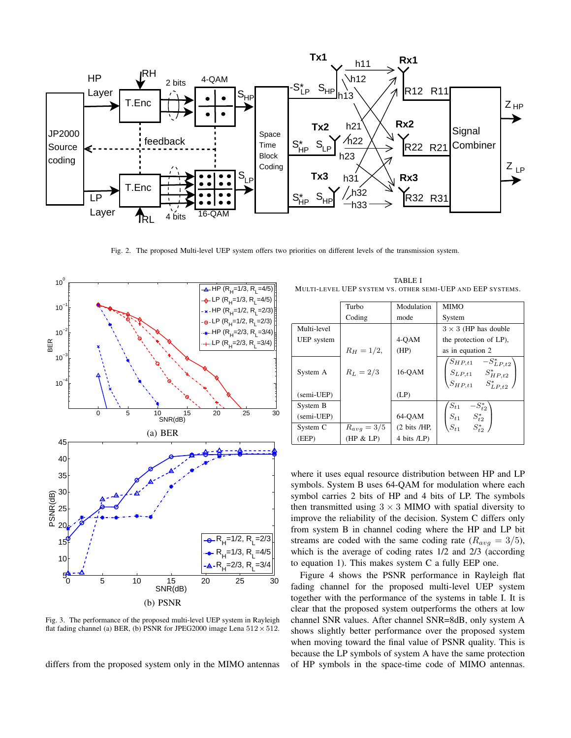Fig. 2. The proposed Multi-level UEP system offers two priorities on different levels of the transmission system.

Fig. 3. The performance of the proposed multi-level UEP system in Rayleigh flat fading channel (a) BER, (b) PSNR for JPEG2000 image Lena $512 \times 512$.

differs from the proposed system only in the MIMO antennas where it uses equal resource distribution between HP and LP symbols. System B uses 64-QAM for modulation where each symbol carries 2 bits of HP and 4 bits of LP. The symbols then transmitted using $3 \times 3$ MIMO with spatial diversity to improve the reliability of the decision. System C differs only from system B in channel coding where the HP and LP bit streams are coded with the same coding rate ($R_{avg} = 3/5$), which is the average of coding rates 1/2 and 2/3 (according to equation 1). This makes system C a fully EEP one.

TABLE I
MULTI-LEVEL UEP SYSTEM VS. OTHER SEMI-UEP AND EEP SYSTEMS.

| | Turbo Coding | Modulation mode | MIMO System |
|---|---|---|---|
| Multi-level UEP system | $R_H = 1/2$, | 4-QAM (HP) | $3 \times 3$ (HP has double the protection of LP), as in equation 2 |
| System A (semi-UEP) | $R_L = 2/3$ | 16-QAM (LP) | $\begin{pmatrix} S_{HP,t1} & -S^*_{LP,t2} \\ S_{LP,t1} & S^*_{HP,t2} \\ S_{HP,t1} & S^*_{LP,t2} \end{pmatrix}$ |
| System B (semi-UEP) | | 64-QAM (2 bits /HP, 4 bits /LP) | $\begin{pmatrix} S_{t1} & -S^*_{t2} \\ S_{t1} & S^*_{t2} \\ S_{t1} & S^*_{t2} \end{pmatrix}$ |
| System C (EEP) | $R_{avg} = 3/5$ (HP & LP) | | |

Figure 4 shows the PSNR performance in Rayleigh flat fading channel for the proposed multi-level UEP system together with the performance of the systems in table I. It is clear that the proposed system outperforms the others at low channel SNR values. After channel SNR=8dB, only system A shows slightly better performance over the proposed system when moving toward the final value of PSNR quality. This is because the LP symbols of system A have the same protection of HP symbols in the space-time code of MIMO antennas.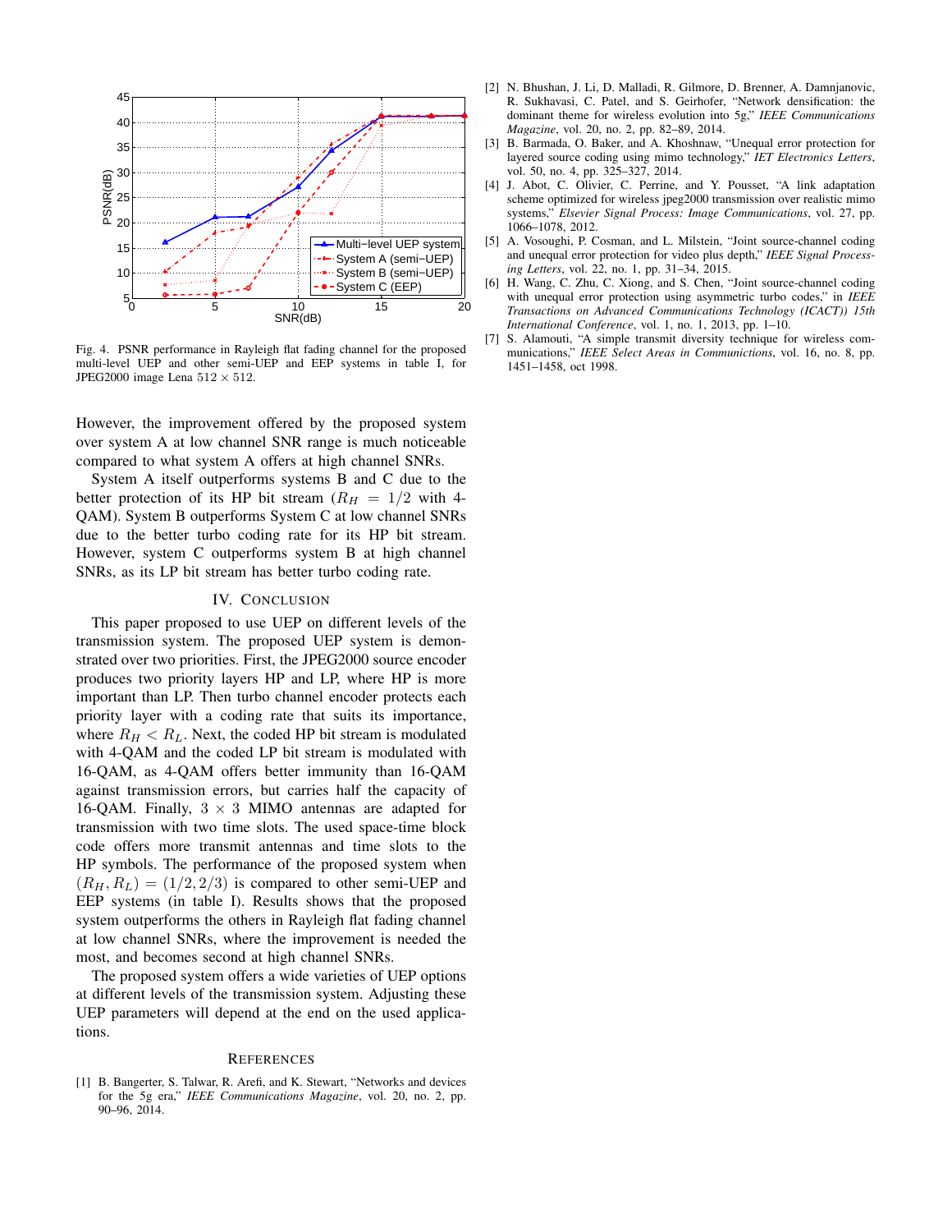45
40
35
30
25
20
15
10
5
PSNR(dB)
0
5
10
15
20
SNR(dB)
Multi−level UEP system
System A (semi−UEP)
System B (semi−UEP)
System C (EEP)

Fig. 4. PSNR performance in Rayleigh flat fading channel for the proposed multi-level UEP and other semi-UEP and EEP systems in table I, for JPEG2000 image Lena $512 \times 512$.

However, the improvement offered by the proposed system over system A at low channel SNR range is much noticeable compared to what system A offers at high channel SNRs.

System A itself outperforms systems B and C due to the better protection of its HP bit stream ($R_H = 1/2$ with 4-QAM). System B outperforms System C at low channel SNRs due to the better turbo coding rate for its HP bit stream. However, system C outperforms system B at high channel SNRs, as its LP bit stream has better turbo coding rate.

## IV. Conclusion

This paper proposed to use UEP on different levels of the transmission system. The proposed UEP system is demonstrated over two priorities. First, the JPEG2000 source encoder produces two priority layers HP and LP, where HP is more important than LP. Then turbo channel encoder protects each priority layer with a coding rate that suits its importance, where $R_H < R_L$. Next, the coded HP bit stream is modulated with 4-QAM and the coded LP bit stream is modulated with 16-QAM, as 4-QAM offers better immunity than 16-QAM against transmission errors, but carries half the capacity of 16-QAM. Finally, $3 \times 3$ MIMO antennas are adapted for transmission with two time slots. The used space-time block code offers more transmit antennas and time slots to the HP symbols. The performance of the proposed system when $(R_H, R_L) = (1/2, 2/3)$ is compared to other semi-UEP and EEP systems (in table I). Results shows that the proposed system outperforms the others in Rayleigh flat fading channel at low channel SNRs, where the improvement is needed the most, and becomes second at high channel SNRs.

The proposed system offers a wide varieties of UEP options at different levels of the transmission system. Adjusting these UEP parameters will depend at the end on the used applications.

## References

[1] B. Bangerter, S. Talwar, R. Arefi, and K. Stewart, "Networks and devices for the 5g era," *IEEE Communications Magazine*, vol. 20, no. 2, pp. 90–96, 2014.

[2] N. Bhushan, J. Li, D. Malladi, R. Gilmore, D. Brenner, A. Damnjanovic, R. Sukhavasi, C. Patel, and S. Geirhofer, "Network densification: the dominant theme for wireless evolution into 5g," *IEEE Communications Magazine*, vol. 20, no. 2, pp. 82–89, 2014.

[3] B. Barmada, O. Baker, and A. Khoshnaw, "Unequal error protection for layered source coding using mimo technology," *IET Electronics Letters*, vol. 50, no. 4, pp. 325–327, 2014.

[4] J. Abot, C. Olivier, C. Perrine, and Y. Pousset, "A link adaptation scheme optimized for wireless jpeg2000 transmission over realistic mimo systems," *Elsevier Signal Process: Image Communications*, vol. 27, pp. 1066–1078, 2012.

[5] A. Vosoughi, P. Cosman, and L. Milstein, "Joint source-channel coding and unequal error protection for video plus depth," *IEEE Signal Processing Letters*, vol. 22, no. 1, pp. 31–34, 2015.

[6] H. Wang, C. Zhu, C. Xiong, and S. Chen, "Joint source-channel coding with unequal error protection using asymmetric turbo codes," in *IEEE Transactions on Advanced Communications Technology (ICACT)) 15th International Conference*, vol. 1, no. 1, 2013, pp. 1–10.

[7] S. Alamouti, "A simple transmit diversity technique for wireless communications," *IEEE Select Areas in Communictions*, vol. 16, no. 8, pp. 1451–1458, oct 1998.